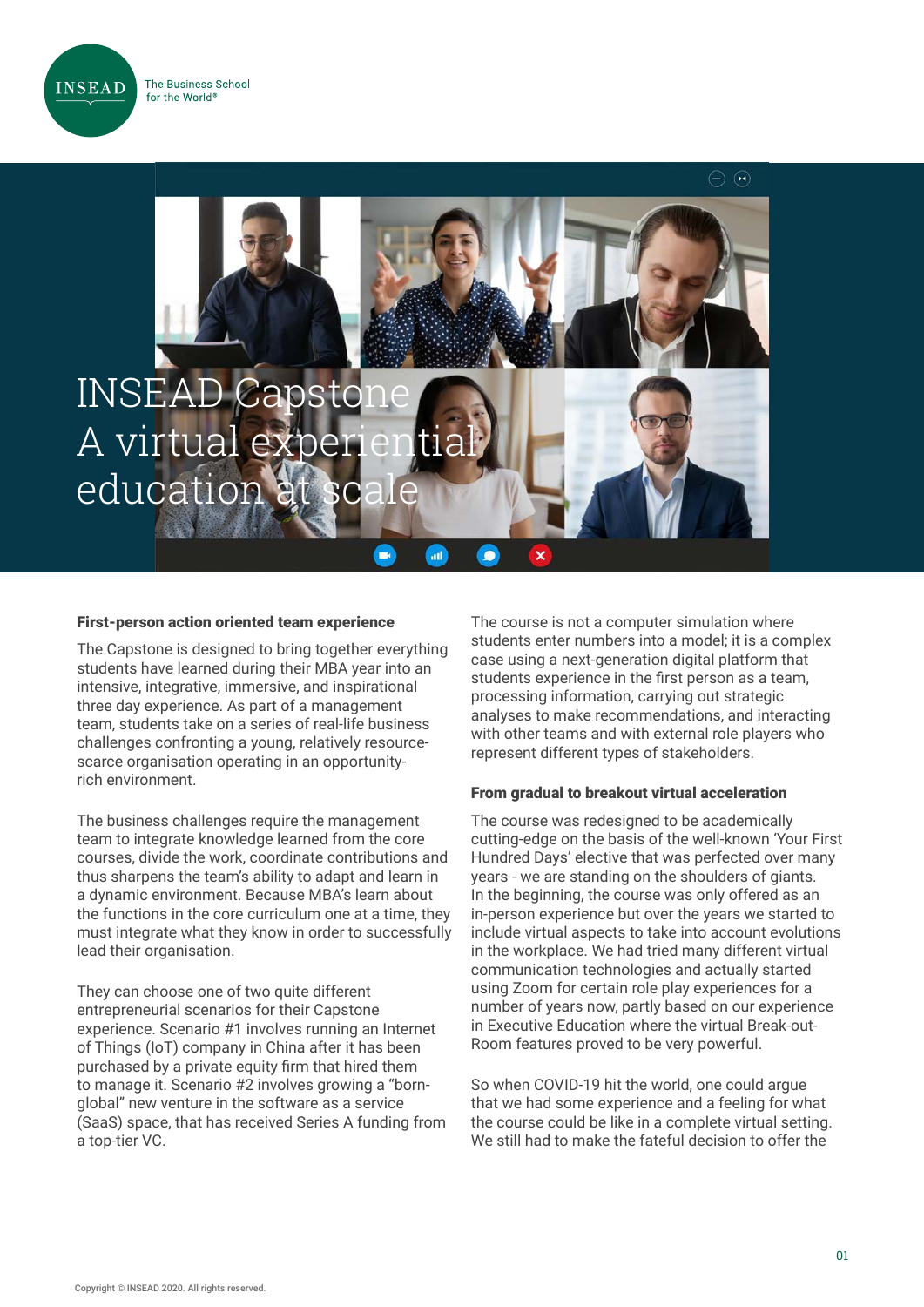INSEAD The Business School for the World®

# INSEAD Capstone
# A virtual experiential education at scale

### First-person action oriented team experience

The Capstone is designed to bring together everything students have learned during their MBA year into an intensive, integrative, immersive, and inspirational three day experience. As part of a management team, students take on a series of real-life business challenges confronting a young, relatively resource-scarce organisation operating in an opportunity-rich environment.

The business challenges require the management team to integrate knowledge learned from the core courses, divide the work, coordinate contributions and thus sharpens the team's ability to adapt and learn in a dynamic environment. Because MBA's learn about the functions in the core curriculum one at a time, they must integrate what they know in order to successfully lead their organisation.

They can choose one of two quite different entrepreneurial scenarios for their Capstone experience. Scenario #1 involves running an Internet of Things (IoT) company in China after it has been purchased by a private equity firm that hired them to manage it. Scenario #2 involves growing a "born-global" new venture in the software as a service (SaaS) space, that has received Series A funding from a top-tier VC.

The course is not a computer simulation where students enter numbers into a model; it is a complex case using a next-generation digital platform that students experience in the first person as a team, processing information, carrying out strategic analyses to make recommendations, and interacting with other teams and with external role players who represent different types of stakeholders.

### From gradual to breakout virtual acceleration

The course was redesigned to be academically cutting-edge on the basis of the well-known 'Your First Hundred Days' elective that was perfected over many years - we are standing on the shoulders of giants. In the beginning, the course was only offered as an in-person experience but over the years we started to include virtual aspects to take into account evolutions in the workplace. We had tried many different virtual communication technologies and actually started using Zoom for certain role play experiences for a number of years now, partly based on our experience in Executive Education where the virtual Break-out-Room features proved to be very powerful.

So when COVID-19 hit the world, one could argue that we had some experience and a feeling for what the course could be like in a complete virtual setting. We still had to make the fateful decision to offer the

Copyright © INSEAD 2020. All rights reserved.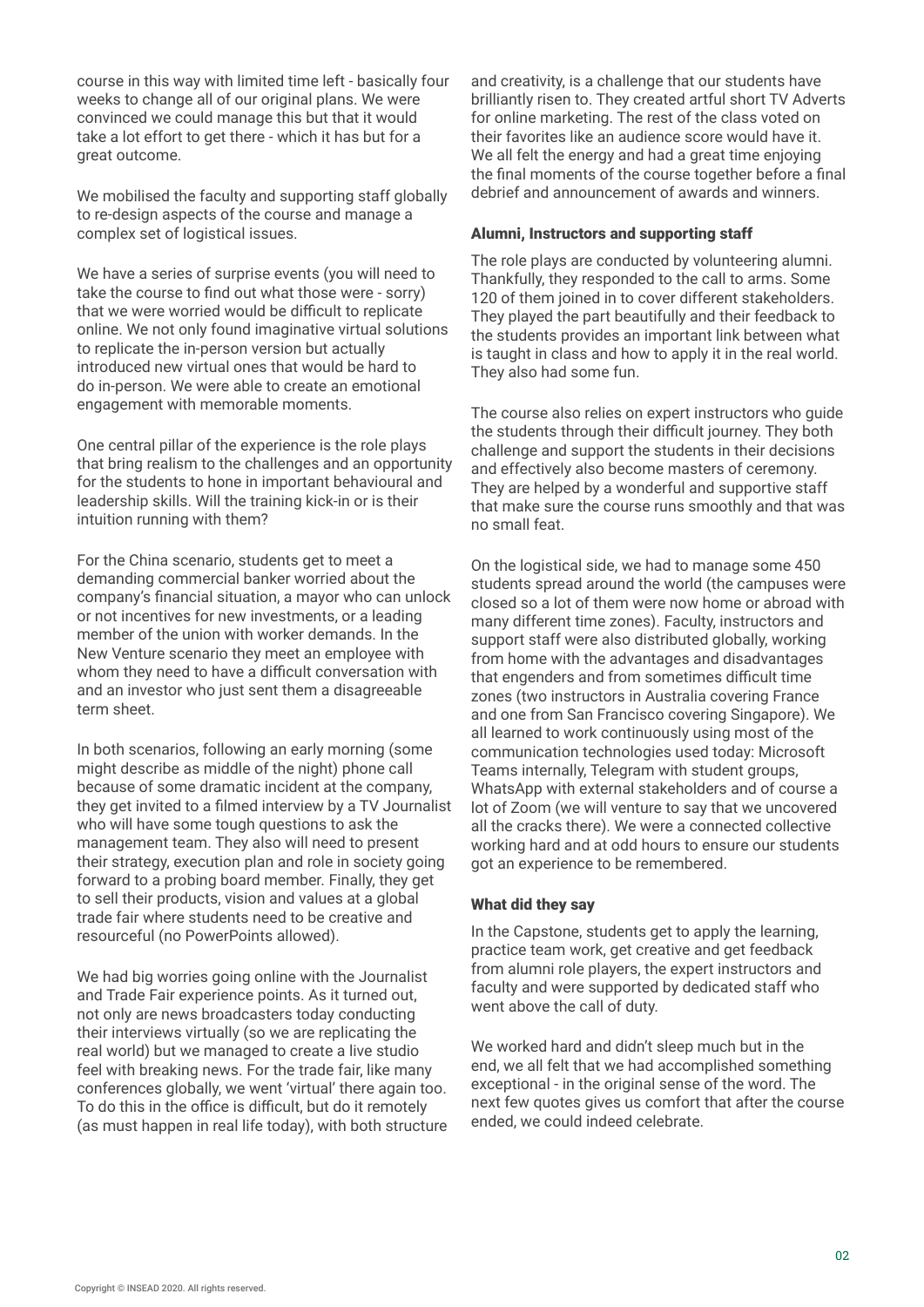course in this way with limited time left - basically four weeks to change all of our original plans. We were convinced we could manage this but that it would take a lot effort to get there - which it has but for a great outcome.

We mobilised the faculty and supporting staff globally to re-design aspects of the course and manage a complex set of logistical issues.

We have a series of surprise events (you will need to take the course to find out what those were - sorry) that we were worried would be difficult to replicate online. We not only found imaginative virtual solutions to replicate the in-person version but actually introduced new virtual ones that would be hard to do in-person. We were able to create an emotional engagement with memorable moments.

One central pillar of the experience is the role plays that bring realism to the challenges and an opportunity for the students to hone in important behavioural and leadership skills. Will the training kick-in or is their intuition running with them?

For the China scenario, students get to meet a demanding commercial banker worried about the company's financial situation, a mayor who can unlock or not incentives for new investments, or a leading member of the union with worker demands. In the New Venture scenario they meet an employee with whom they need to have a difficult conversation with and an investor who just sent them a disagreeable term sheet.

In both scenarios, following an early morning (some might describe as middle of the night) phone call because of some dramatic incident at the company, they get invited to a filmed interview by a TV Journalist who will have some tough questions to ask the management team. They also will need to present their strategy, execution plan and role in society going forward to a probing board member. Finally, they get to sell their products, vision and values at a global trade fair where students need to be creative and resourceful (no PowerPoints allowed).

We had big worries going online with the Journalist and Trade Fair experience points. As it turned out, not only are news broadcasters today conducting their interviews virtually (so we are replicating the real world) but we managed to create a live studio feel with breaking news. For the trade fair, like many conferences globally, we went 'virtual' there again too. To do this in the office is difficult, but do it remotely (as must happen in real life today), with both structure and creativity, is a challenge that our students have brilliantly risen to. They created artful short TV Adverts for online marketing. The rest of the class voted on their favorites like an audience score would have it. We all felt the energy and had a great time enjoying the final moments of the course together before a final debrief and announcement of awards and winners.

### Alumni, Instructors and supporting staff

The role plays are conducted by volunteering alumni. Thankfully, they responded to the call to arms. Some 120 of them joined in to cover different stakeholders. They played the part beautifully and their feedback to the students provides an important link between what is taught in class and how to apply it in the real world. They also had some fun.

The course also relies on expert instructors who guide the students through their difficult journey. They both challenge and support the students in their decisions and effectively also become masters of ceremony. They are helped by a wonderful and supportive staff that make sure the course runs smoothly and that was no small feat.

On the logistical side, we had to manage some 450 students spread around the world (the campuses were closed so a lot of them were now home or abroad with many different time zones). Faculty, instructors and support staff were also distributed globally, working from home with the advantages and disadvantages that engenders and from sometimes difficult time zones (two instructors in Australia covering France and one from San Francisco covering Singapore). We all learned to work continuously using most of the communication technologies used today: Microsoft Teams internally, Telegram with student groups, WhatsApp with external stakeholders and of course a lot of Zoom (we will venture to say that we uncovered all the cracks there). We were a connected collective working hard and at odd hours to ensure our students got an experience to be remembered.

### What did they say

In the Capstone, students get to apply the learning, practice team work, get creative and get feedback from alumni role players, the expert instructors and faculty and were supported by dedicated staff who went above the call of duty.

We worked hard and didn't sleep much but in the end, we all felt that we had accomplished something exceptional - in the original sense of the word. The next few quotes gives us comfort that after the course ended, we could indeed celebrate.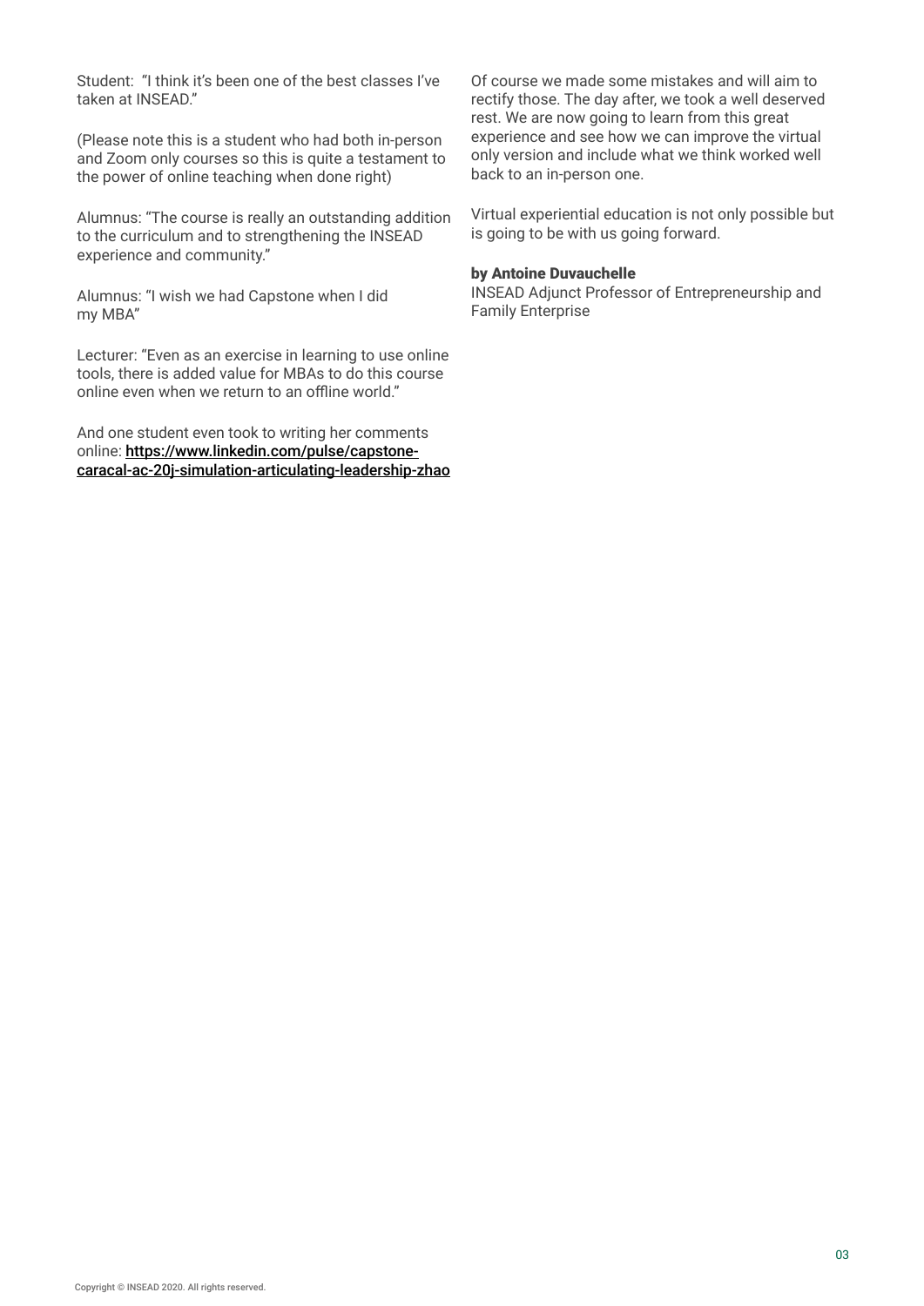Student: "I think it's been one of the best classes I've taken at INSEAD."

(Please note this is a student who had both in-person and Zoom only courses so this is quite a testament to the power of online teaching when done right)

Alumnus: "The course is really an outstanding addition to the curriculum and to strengthening the INSEAD experience and community."

Alumnus: "I wish we had Capstone when I did my MBA"

Lecturer: "Even as an exercise in learning to use online tools, there is added value for MBAs to do this course online even when we return to an offline world."

And one student even took to writing her comments online: [https://www.linkedin.com/pulse/capstone-caracal-ac-20j-simulation-articulating-leadership-zhao](https://www.linkedin.com/pulse/capstone-caracal-ac-20j-simulation-articulating-leadership-zhao)

Of course we made some mistakes and will aim to rectify those. The day after, we took a well deserved rest. We are now going to learn from this great experience and see how we can improve the virtual only version and include what we think worked well back to an in-person one.

Virtual experiential education is not only possible but is going to be with us going forward.

**by Antoine Duvauchelle**
INSEAD Adjunct Professor of Entrepreneurship and Family Enterprise